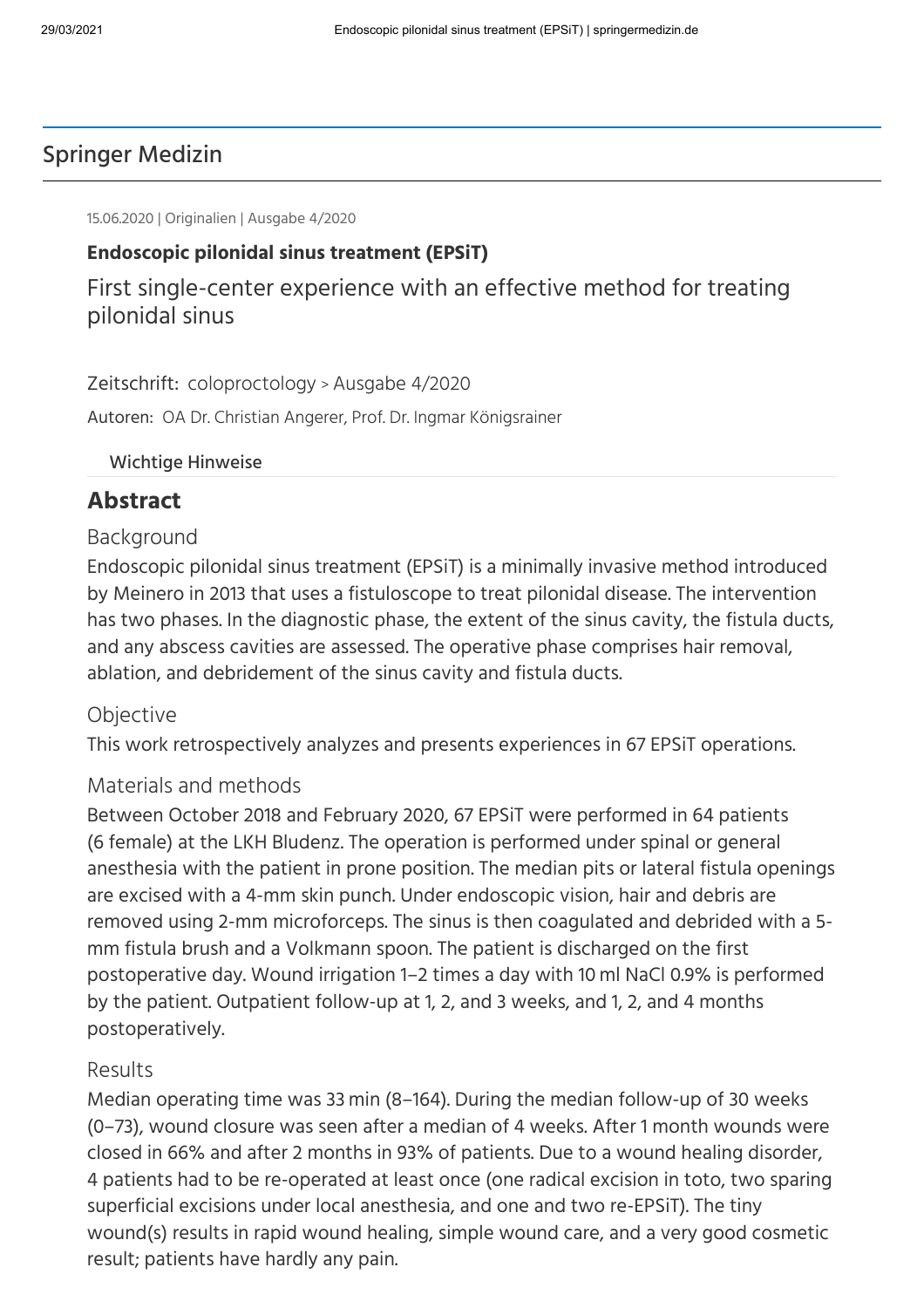Springer Medizin

15.06.2020 | Originalien | Ausgabe 4/2020

**Endoscopic pilonidal sinus treatment (EPSiT)**

# First single-center experience with an effective method for treating pilonidal sinus

Zeitschrift: coloproctology > Ausgabe 4/2020

Autoren: OA Dr. Christian Angerer, Prof. Dr. Ingmar Königsrainer

Wichtige Hinweise

## Abstract

### Background

Endoscopic pilonidal sinus treatment (EPSiT) is a minimally invasive method introduced by Meinero in 2013 that uses a fistuloscope to treat pilonidal disease. The intervention has two phases. In the diagnostic phase, the extent of the sinus cavity, the fistula ducts, and any abscess cavities are assessed. The operative phase comprises hair removal, ablation, and debridement of the sinus cavity and fistula ducts.

### Objective

This work retrospectively analyzes and presents experiences in 67 EPSiT operations.

### Materials and methods

Between October 2018 and February 2020, 67 EPSiT were performed in 64 patients (6 female) at the LKH Bludenz. The operation is performed under spinal or general anesthesia with the patient in prone position. The median pits or lateral fistula openings are excised with a 4-mm skin punch. Under endoscopic vision, hair and debris are removed using 2-mm microforceps. The sinus is then coagulated and debrided with a 5-mm fistula brush and a Volkmann spoon. The patient is discharged on the first postoperative day. Wound irrigation 1–2 times a day with 10 ml NaCl 0.9% is performed by the patient. Outpatient follow-up at 1, 2, and 3 weeks, and 1, 2, and 4 months postoperatively.

### Results

Median operating time was 33 min (8–164). During the median follow-up of 30 weeks (0–73), wound closure was seen after a median of 4 weeks. After 1 month wounds were closed in 66% and after 2 months in 93% of patients. Due to a wound healing disorder, 4 patients had to be re-operated at least once (one radical excision in toto, two sparing superficial excisions under local anesthesia, and one and two re-EPSiT). The tiny wound(s) results in rapid wound healing, simple wound care, and a very good cosmetic result; patients have hardly any pain.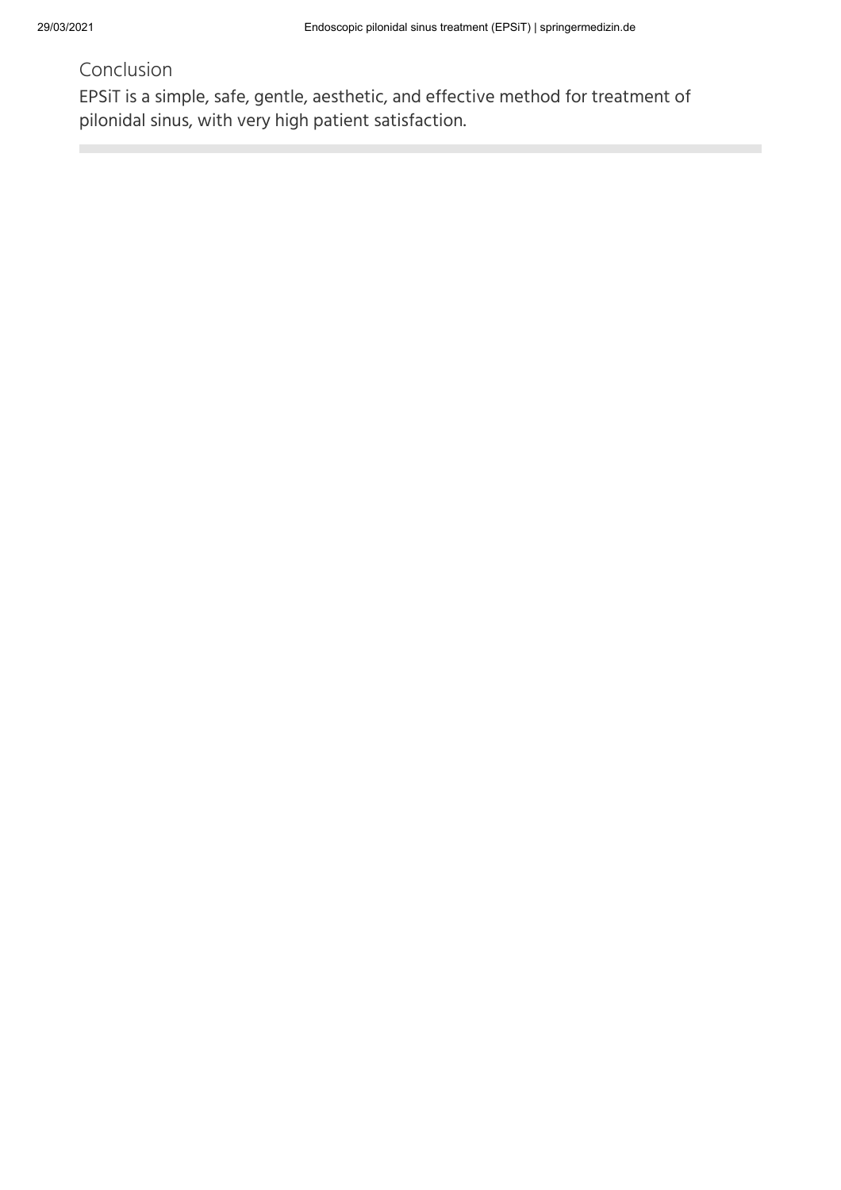## Conclusion

EPSiT is a simple, safe, gentle, aesthetic, and effective method for treatment of pilonidal sinus, with very high patient satisfaction.